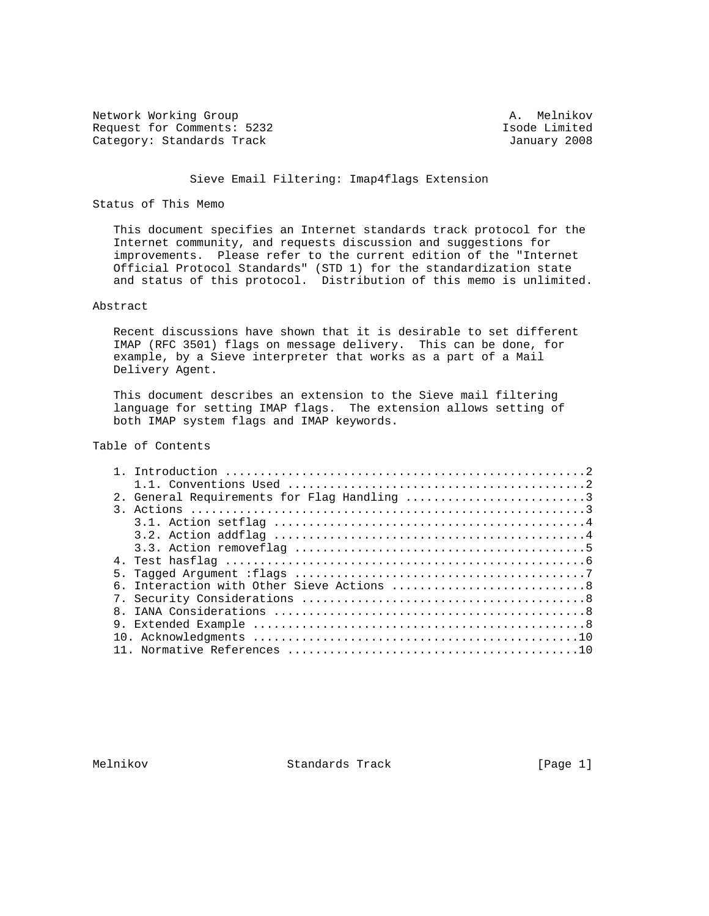Network Working Group A. Melnikov
Request for Comments: 5232 Isode Limited
Category: Standards Track January 2008

# Sieve Email Filtering: Imap4flags Extension

## Status of This Memo

This document specifies an Internet standards track protocol for the Internet community, and requests discussion and suggestions for improvements. Please refer to the current edition of the "Internet Official Protocol Standards" (STD 1) for the standardization state and status of this protocol. Distribution of this memo is unlimited.

## Abstract

Recent discussions have shown that it is desirable to set different IMAP (RFC 3501) flags on message delivery. This can be done, for example, by a Sieve interpreter that works as a part of a Mail Delivery Agent.

This document describes an extension to the Sieve mail filtering language for setting IMAP flags. The extension allows setting of both IMAP system flags and IMAP keywords.

## Table of Contents

```
1. Introduction ....................................................2
   1.1. Conventions Used ...........................................2
2. General Requirements for Flag Handling ..........................3
3. Actions .........................................................3
   3.1. Action setflag .............................................4
   3.2. Action addflag .............................................4
   3.3. Action removeflag ..........................................5
4. Test hasflag ....................................................6
5. Tagged Argument :flags ..........................................7
6. Interaction with Other Sieve Actions ............................8
7. Security Considerations .........................................8
8. IANA Considerations .............................................8
9. Extended Example ................................................8
10. Acknowledgments ...............................................10
11. Normative References ..........................................10
```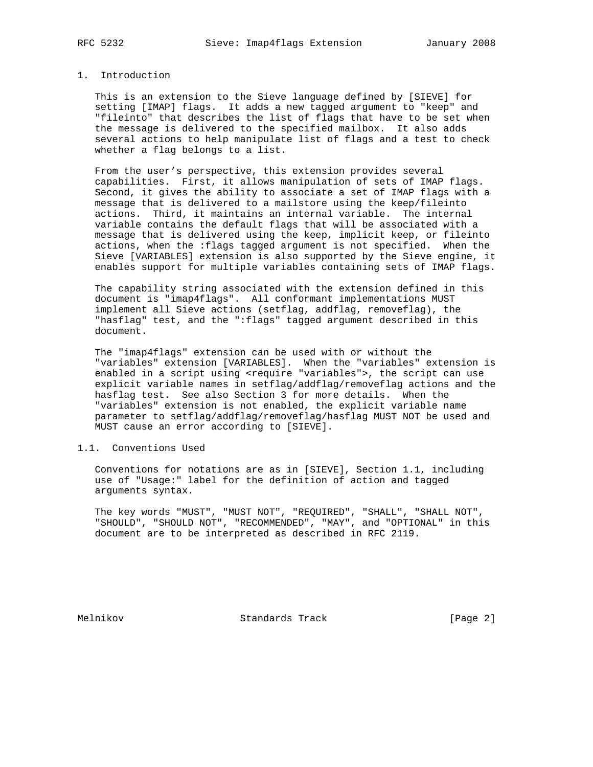## 1. Introduction

This is an extension to the Sieve language defined by [SIEVE] for setting [IMAP] flags. It adds a new tagged argument to "keep" and "fileinto" that describes the list of flags that have to be set when the message is delivered to the specified mailbox. It also adds several actions to help manipulate list of flags and a test to check whether a flag belongs to a list.

From the user's perspective, this extension provides several capabilities. First, it allows manipulation of sets of IMAP flags. Second, it gives the ability to associate a set of IMAP flags with a message that is delivered to a mailstore using the keep/fileinto actions. Third, it maintains an internal variable. The internal variable contains the default flags that will be associated with a message that is delivered using the keep, implicit keep, or fileinto actions, when the :flags tagged argument is not specified. When the Sieve [VARIABLES] extension is also supported by the Sieve engine, it enables support for multiple variables containing sets of IMAP flags.

The capability string associated with the extension defined in this document is "imap4flags". All conformant implementations MUST implement all Sieve actions (setflag, addflag, removeflag), the "hasflag" test, and the ":flags" tagged argument described in this document.

The "imap4flags" extension can be used with or without the "variables" extension [VARIABLES]. When the "variables" extension is enabled in a script using <require "variables">, the script can use explicit variable names in setflag/addflag/removeflag actions and the hasflag test. See also Section 3 for more details. When the "variables" extension is not enabled, the explicit variable name parameter to setflag/addflag/removeflag/hasflag MUST NOT be used and MUST cause an error according to [SIEVE].

### 1.1. Conventions Used

Conventions for notations are as in [SIEVE], Section 1.1, including use of "Usage:" label for the definition of action and tagged arguments syntax.

The key words "MUST", "MUST NOT", "REQUIRED", "SHALL", "SHALL NOT", "SHOULD", "SHOULD NOT", "RECOMMENDED", "MAY", and "OPTIONAL" in this document are to be interpreted as described in RFC 2119.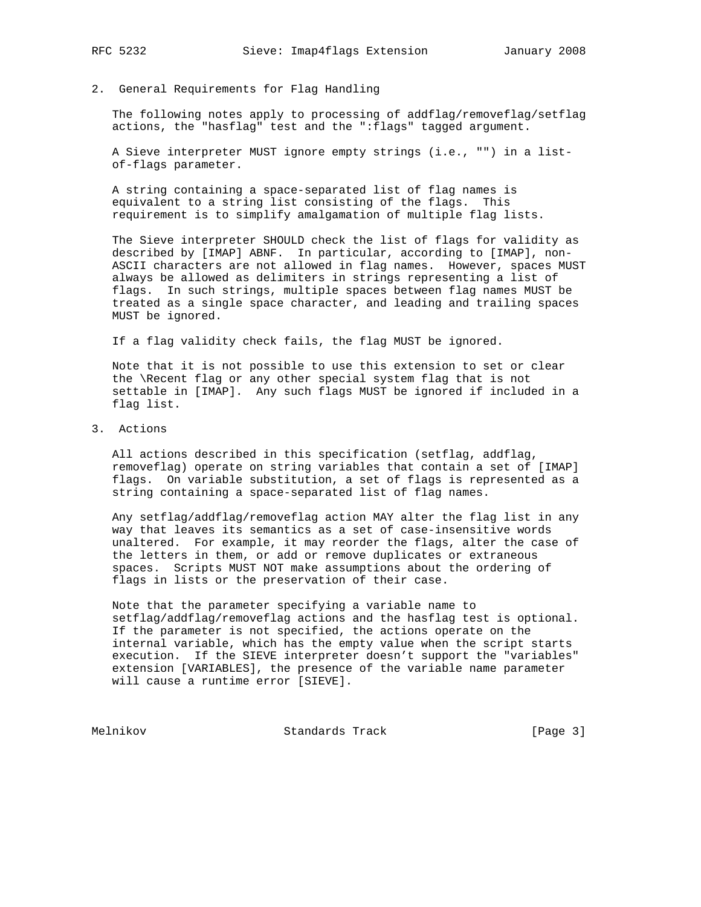## 2. General Requirements for Flag Handling

The following notes apply to processing of addflag/removeflag/setflag actions, the "hasflag" test and the ":flags" tagged argument.

A Sieve interpreter MUST ignore empty strings (i.e., "") in a list-of-flags parameter.

A string containing a space-separated list of flag names is equivalent to a string list consisting of the flags. This requirement is to simplify amalgamation of multiple flag lists.

The Sieve interpreter SHOULD check the list of flags for validity as described by [IMAP] ABNF. In particular, according to [IMAP], non-ASCII characters are not allowed in flag names. However, spaces MUST always be allowed as delimiters in strings representing a list of flags. In such strings, multiple spaces between flag names MUST be treated as a single space character, and leading and trailing spaces MUST be ignored.

If a flag validity check fails, the flag MUST be ignored.

Note that it is not possible to use this extension to set or clear the \Recent flag or any other special system flag that is not settable in [IMAP]. Any such flags MUST be ignored if included in a flag list.

## 3. Actions

All actions described in this specification (setflag, addflag, removeflag) operate on string variables that contain a set of [IMAP] flags. On variable substitution, a set of flags is represented as a string containing a space-separated list of flag names.

Any setflag/addflag/removeflag action MAY alter the flag list in any way that leaves its semantics as a set of case-insensitive words unaltered. For example, it may reorder the flags, alter the case of the letters in them, or add or remove duplicates or extraneous spaces. Scripts MUST NOT make assumptions about the ordering of flags in lists or the preservation of their case.

Note that the parameter specifying a variable name to setflag/addflag/removeflag actions and the hasflag test is optional. If the parameter is not specified, the actions operate on the internal variable, which has the empty value when the script starts execution. If the SIEVE interpreter doesn't support the "variables" extension [VARIABLES], the presence of the variable name parameter will cause a runtime error [SIEVE].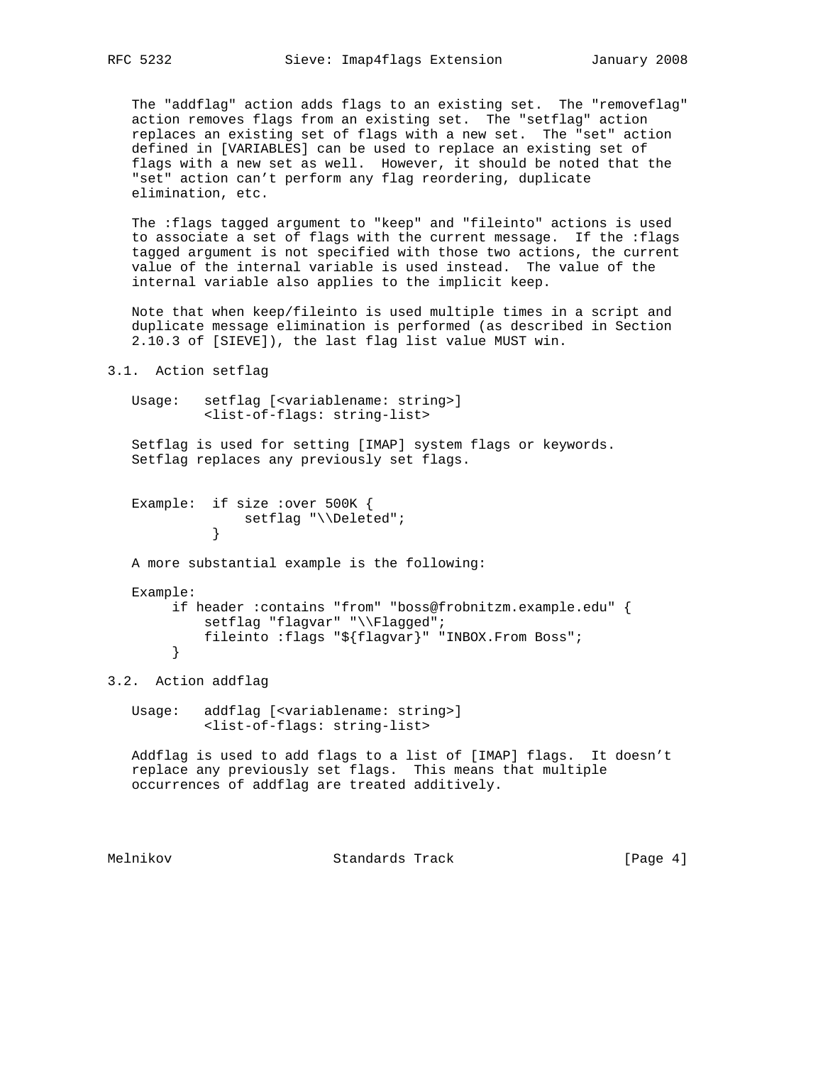The "addflag" action adds flags to an existing set. The "removeflag" action removes flags from an existing set. The "setflag" action replaces an existing set of flags with a new set. The "set" action defined in [VARIABLES] can be used to replace an existing set of flags with a new set as well. However, it should be noted that the "set" action can't perform any flag reordering, duplicate elimination, etc.

The :flags tagged argument to "keep" and "fileinto" actions is used to associate a set of flags with the current message. If the :flags tagged argument is not specified with those two actions, the current value of the internal variable is used instead. The value of the internal variable also applies to the implicit keep.

Note that when keep/fileinto is used multiple times in a script and duplicate message elimination is performed (as described in Section 2.10.3 of [SIEVE]), the last flag list value MUST win.

## 3.1. Action setflag

```
Usage:   setflag [<variablename: string>]
         <list-of-flags: string-list>
```

Setflag is used for setting [IMAP] system flags or keywords. Setflag replaces any previously set flags.

```
Example:  if size :over 500K {
                setflag "\\Deleted";
          }
```

A more substantial example is the following:

```
Example:
     if header :contains "from" "boss@frobnitzm.example.edu" {
         setflag "flagvar" "\\Flagged";
         fileinto :flags "${flagvar}" "INBOX.From Boss";
     }
```

## 3.2. Action addflag

```
Usage:   addflag [<variablename: string>]
         <list-of-flags: string-list>
```

Addflag is used to add flags to a list of [IMAP] flags. It doesn't replace any previously set flags. This means that multiple occurrences of addflag are treated additively.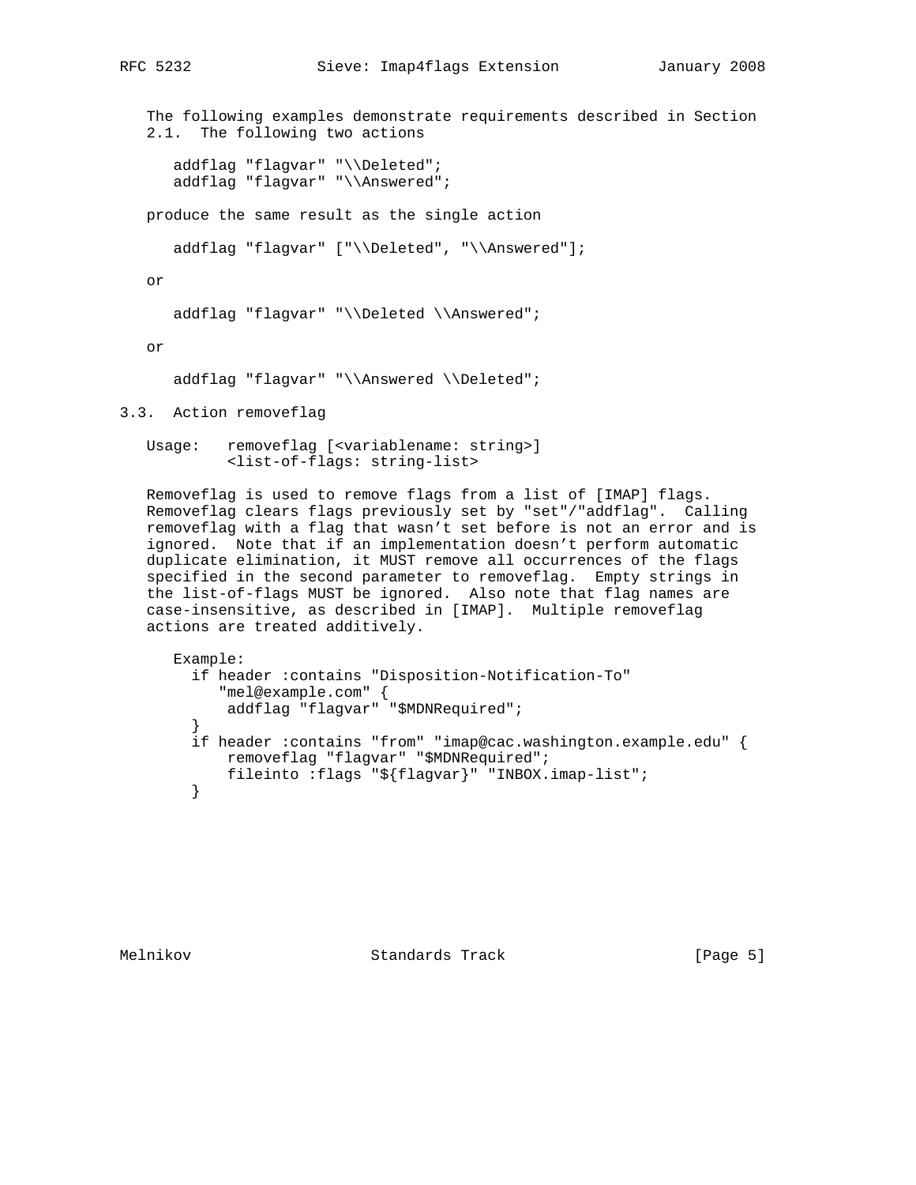The following examples demonstrate requirements described in Section 2.1. The following two actions

```
addflag "flagvar" "\\Deleted";
addflag "flagvar" "\\Answered";
```

produce the same result as the single action

```
addflag "flagvar" ["\\Deleted", "\\Answered"];
```

or

```
addflag "flagvar" "\\Deleted \\Answered";
```

or

```
addflag "flagvar" "\\Answered \\Deleted";
```

## 3.3. Action removeflag

```
Usage:   removeflag [<variablename: string>]
         <list-of-flags: string-list>
```

Removeflag is used to remove flags from a list of [IMAP] flags. Removeflag clears flags previously set by "set"/"addflag". Calling removeflag with a flag that wasn’t set before is not an error and is ignored. Note that if an implementation doesn’t perform automatic duplicate elimination, it MUST remove all occurrences of the flags specified in the second parameter to removeflag. Empty strings in the list-of-flags MUST be ignored. Also note that flag names are case-insensitive, as described in [IMAP]. Multiple removeflag actions are treated additively.

```
Example:
  if header :contains "Disposition-Notification-To"
     "mel@example.com" {
       addflag "flagvar" "$MDNRequired";
  }
  if header :contains "from" "imap@cac.washington.example.edu" {
       removeflag "flagvar" "$MDNRequired";
       fileinto :flags "${flagvar}" "INBOX.imap-list";
  }
```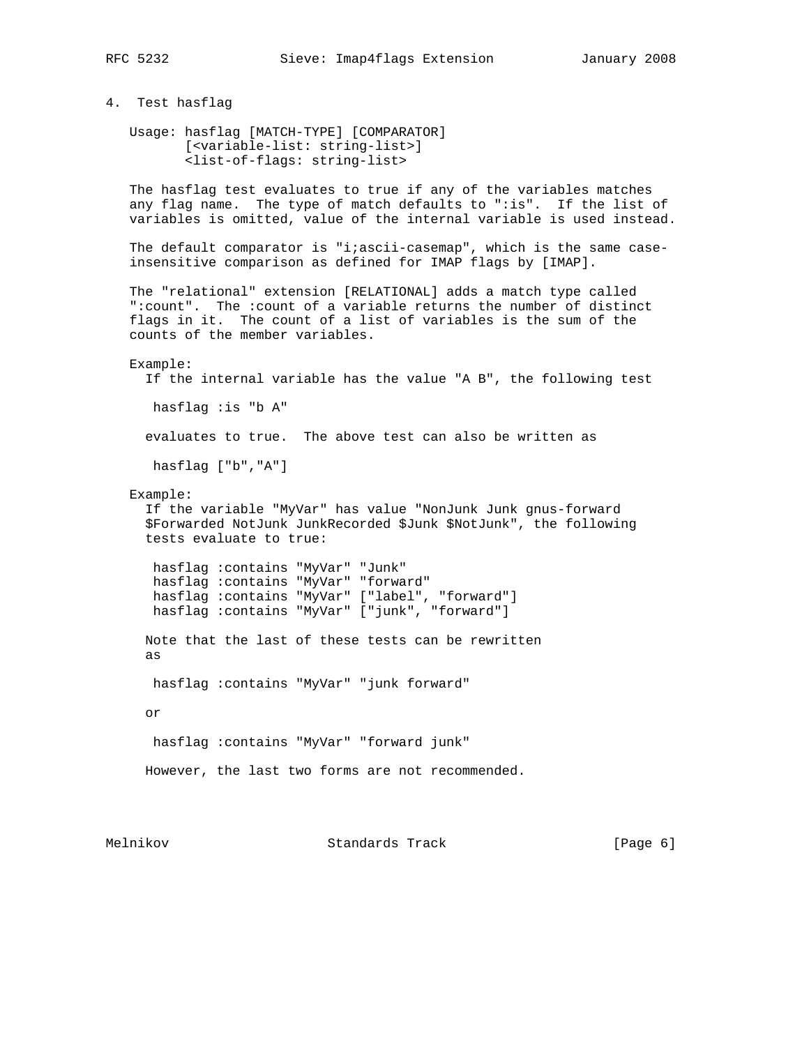## 4. Test hasflag

```
Usage: hasflag [MATCH-TYPE] [COMPARATOR]
       [<variable-list: string-list>]
       <list-of-flags: string-list>
```

The hasflag test evaluates to true if any of the variables matches any flag name. The type of match defaults to ":is". If the list of variables is omitted, value of the internal variable is used instead.

The default comparator is "i;ascii-casemap", which is the same case-insensitive comparison as defined for IMAP flags by [IMAP].

The "relational" extension [RELATIONAL] adds a match type called ":count". The :count of a variable returns the number of distinct flags in it. The count of a list of variables is the sum of the counts of the member variables.

Example:
If the internal variable has the value "A B", the following test

```
hasflag :is "b A"
```

evaluates to true. The above test can also be written as

```
hasflag ["b","A"]
```

Example:
If the variable "MyVar" has value "NonJunk Junk gnus-forward $Forwarded NotJunk JunkRecorded $Junk $NotJunk", the following tests evaluate to true:

```
hasflag :contains "MyVar" "Junk"
hasflag :contains "MyVar" "forward"
hasflag :contains "MyVar" ["label", "forward"]
hasflag :contains "MyVar" ["junk", "forward"]
```

Note that the last of these tests can be rewritten as

```
hasflag :contains "MyVar" "junk forward"
```

or

```
hasflag :contains "MyVar" "forward junk"
```

However, the last two forms are not recommended.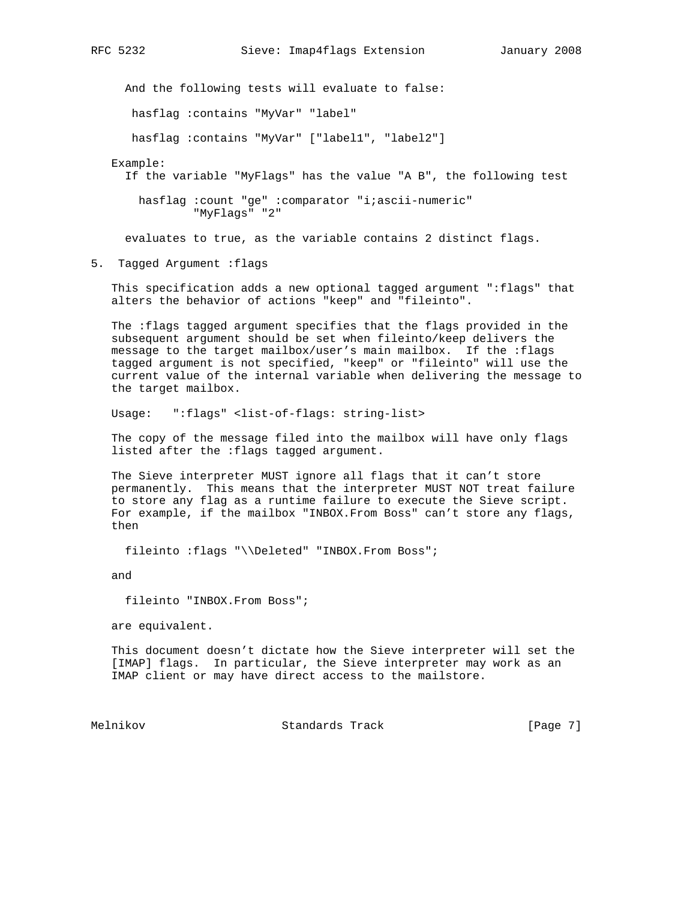And the following tests will evaluate to false:

```
hasflag :contains "MyVar" "label"

hasflag :contains "MyVar" ["label1", "label2"]
```

Example:

If the variable "MyFlags" has the value "A B", the following test

```
hasflag :count "ge" :comparator "i;ascii-numeric"
        "MyFlags" "2"
```

evaluates to true, as the variable contains 2 distinct flags.

## 5. Tagged Argument :flags

This specification adds a new optional tagged argument ":flags" that alters the behavior of actions "keep" and "fileinto".

The :flags tagged argument specifies that the flags provided in the subsequent argument should be set when fileinto/keep delivers the message to the target mailbox/user's main mailbox. If the :flags tagged argument is not specified, "keep" or "fileinto" will use the current value of the internal variable when delivering the message to the target mailbox.

```
Usage:   ":flags" <list-of-flags: string-list>
```

The copy of the message filed into the mailbox will have only flags listed after the :flags tagged argument.

The Sieve interpreter MUST ignore all flags that it can't store permanently. This means that the interpreter MUST NOT treat failure to store any flag as a runtime failure to execute the Sieve script. For example, if the mailbox "INBOX.From Boss" can't store any flags, then

```
fileinto :flags "\\Deleted" "INBOX.From Boss";
```

and

```
fileinto "INBOX.From Boss";
```

are equivalent.

This document doesn't dictate how the Sieve interpreter will set the [IMAP] flags. In particular, the Sieve interpreter may work as an IMAP client or may have direct access to the mailstore.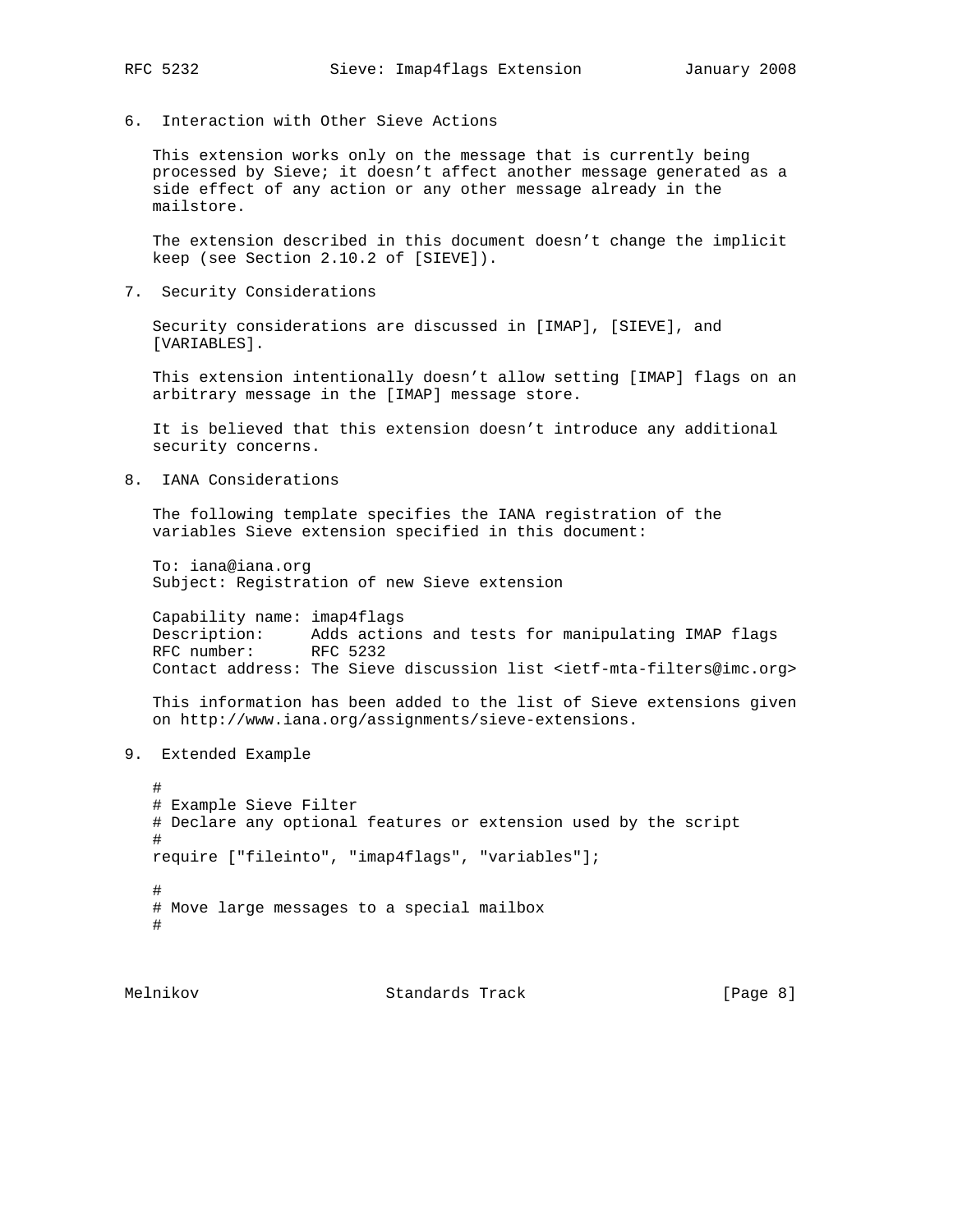## 6. Interaction with Other Sieve Actions

This extension works only on the message that is currently being processed by Sieve; it doesn't affect another message generated as a side effect of any action or any other message already in the mailstore.

The extension described in this document doesn't change the implicit keep (see Section 2.10.2 of [SIEVE]).

## 7. Security Considerations

Security considerations are discussed in [IMAP], [SIEVE], and [VARIABLES].

This extension intentionally doesn't allow setting [IMAP] flags on an arbitrary message in the [IMAP] message store.

It is believed that this extension doesn't introduce any additional security concerns.

## 8. IANA Considerations

The following template specifies the IANA registration of the variables Sieve extension specified in this document:

```
To: iana@iana.org
Subject: Registration of new Sieve extension

Capability name: imap4flags
Description:     Adds actions and tests for manipulating IMAP flags
RFC number:      RFC 5232
Contact address: The Sieve discussion list <ietf-mta-filters@imc.org>
```

This information has been added to the list of Sieve extensions given on http://www.iana.org/assignments/sieve-extensions.

## 9. Extended Example

```
#
# Example Sieve Filter
# Declare any optional features or extension used by the script
#
require ["fileinto", "imap4flags", "variables"];

#
# Move large messages to a special mailbox
#
```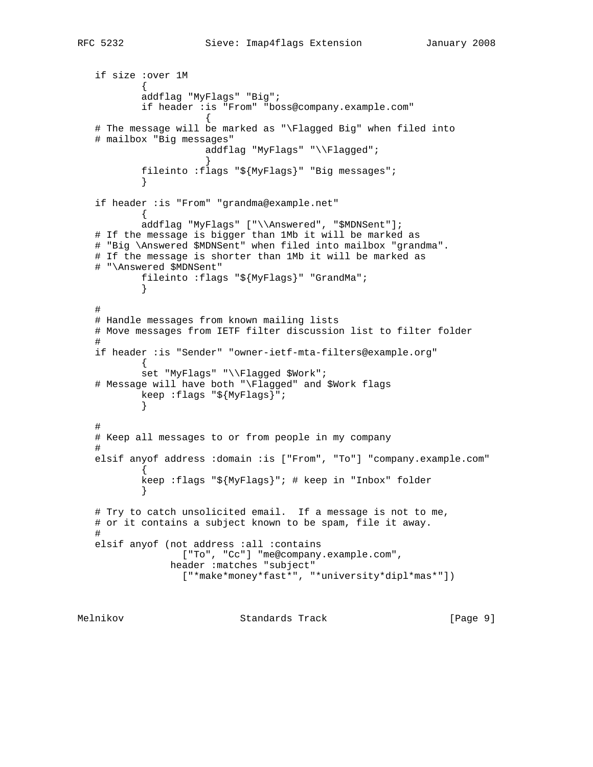```
   if size :over 1M
           {
           addflag "MyFlags" "Big";
           if header :is "From" "boss@company.example.com"
                      {
   # The message will be marked as "\Flagged Big" when filed into
   # mailbox "Big messages"
                      addflag "MyFlags" "\\Flagged";
                      }
           fileinto :flags "${MyFlags}" "Big messages";
           }

   if header :is "From" "grandma@example.net"
           {
           addflag "MyFlags" ["\\Answered", "$MDNSent"];
   # If the message is bigger than 1Mb it will be marked as
   # "Big \Answered $MDNSent" when filed into mailbox "grandma".
   # If the message is shorter than 1Mb it will be marked as
   # "\Answered $MDNSent"
           fileinto :flags "${MyFlags}" "GrandMa";
           }

   #
   # Handle messages from known mailing lists
   # Move messages from IETF filter discussion list to filter folder
   #
   if header :is "Sender" "owner-ietf-mta-filters@example.org"
           {
           set "MyFlags" "\\Flagged $Work";
   # Message will have both "\Flagged" and $Work flags
           keep :flags "${MyFlags}";
           }

   #
   # Keep all messages to or from people in my company
   #
   elsif anyof address :domain :is ["From", "To"] "company.example.com"
           {
           keep :flags "${MyFlags}"; # keep in "Inbox" folder
           }

   # Try to catch unsolicited email.  If a message is not to me,
   # or it contains a subject known to be spam, file it away.
   #
   elsif anyof (not address :all :contains
                  ["To", "Cc"] "me@company.example.com",
                header :matches "subject"
                  ["*make*money*fast*", "*university*dipl*mas*"])
```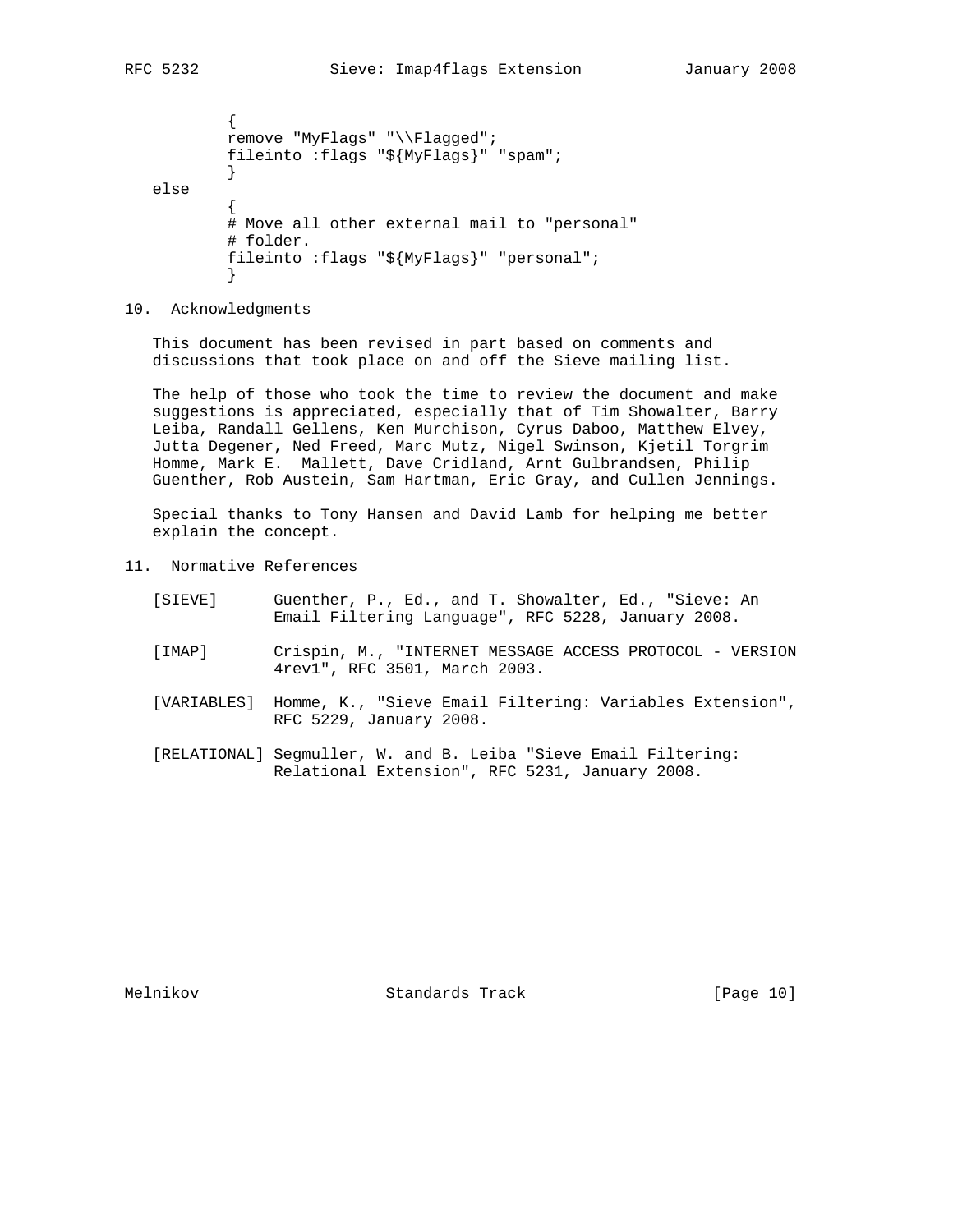```
        {
        remove "MyFlags" "\\Flagged";
        fileinto :flags "${MyFlags}" "spam";
        }
else
        {
        # Move all other external mail to "personal"
        # folder.
        fileinto :flags "${MyFlags}" "personal";
        }
```

## 10. Acknowledgments

This document has been revised in part based on comments and discussions that took place on and off the Sieve mailing list.

The help of those who took the time to review the document and make suggestions is appreciated, especially that of Tim Showalter, Barry Leiba, Randall Gellens, Ken Murchison, Cyrus Daboo, Matthew Elvey, Jutta Degener, Ned Freed, Marc Mutz, Nigel Swinson, Kjetil Torgrim Homme, Mark E. Mallett, Dave Cridland, Arnt Gulbrandsen, Philip Guenther, Rob Austein, Sam Hartman, Eric Gray, and Cullen Jennings.

Special thanks to Tony Hansen and David Lamb for helping me better explain the concept.

## 11. Normative References

[SIEVE] Guenther, P., Ed., and T. Showalter, Ed., "Sieve: An Email Filtering Language", RFC 5228, January 2008.

[IMAP] Crispin, M., "INTERNET MESSAGE ACCESS PROTOCOL - VERSION 4rev1", RFC 3501, March 2003.

[VARIABLES] Homme, K., "Sieve Email Filtering: Variables Extension", RFC 5229, January 2008.

[RELATIONAL] Segmuller, W. and B. Leiba "Sieve Email Filtering: Relational Extension", RFC 5231, January 2008.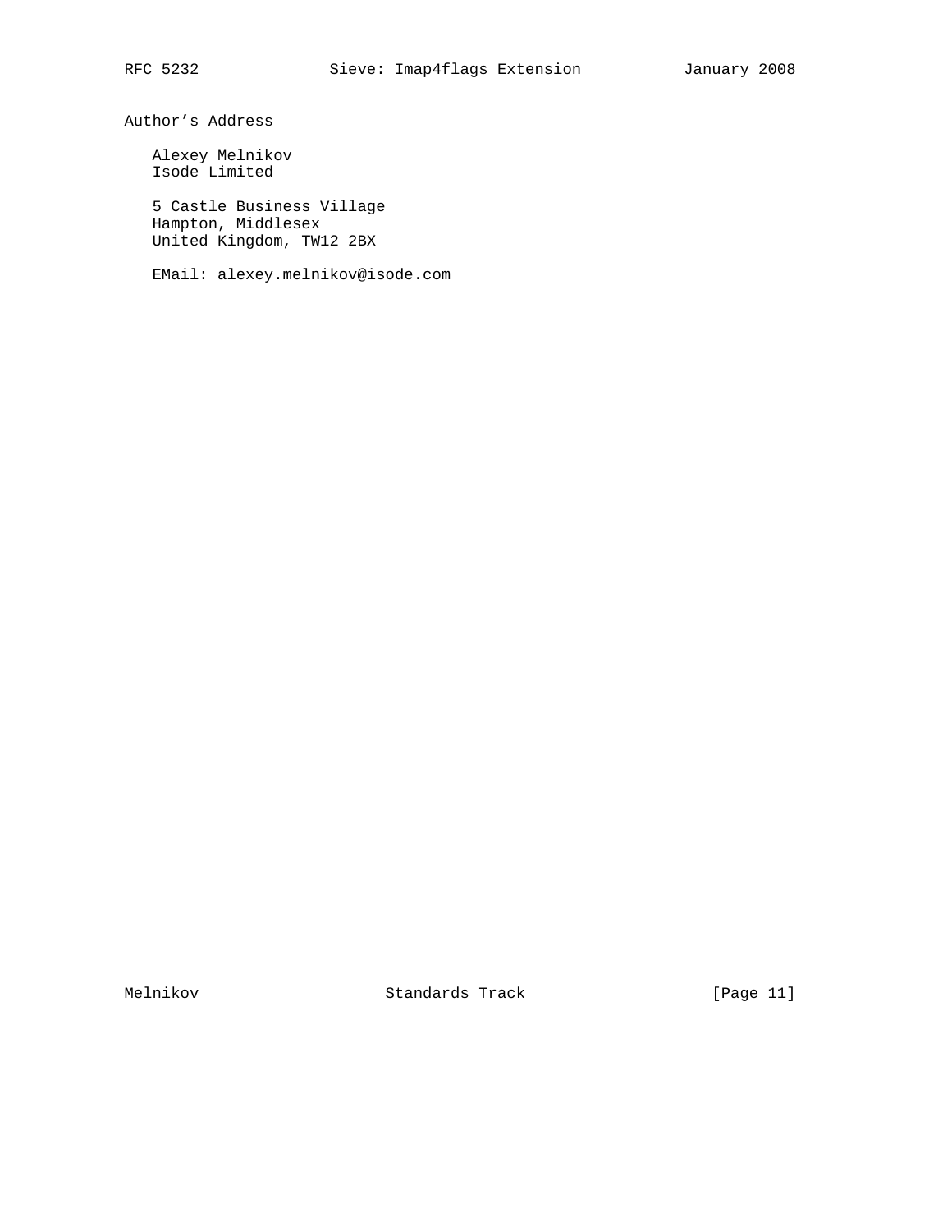# Author's Address

Alexey Melnikov
Isode Limited

5 Castle Business Village
Hampton, Middlesex
United Kingdom, TW12 2BX

EMail: alexey.melnikov@isode.com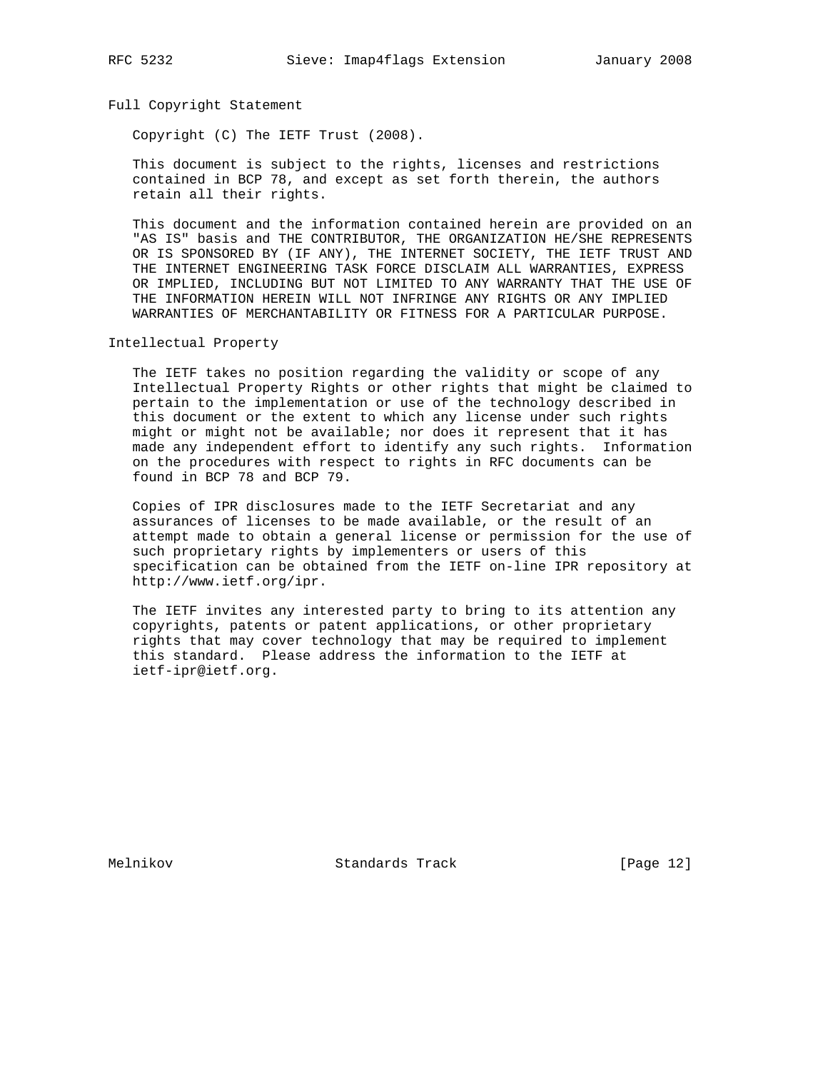## Full Copyright Statement

Copyright (C) The IETF Trust (2008).

This document is subject to the rights, licenses and restrictions contained in BCP 78, and except as set forth therein, the authors retain all their rights.

This document and the information contained herein are provided on an "AS IS" basis and THE CONTRIBUTOR, THE ORGANIZATION HE/SHE REPRESENTS OR IS SPONSORED BY (IF ANY), THE INTERNET SOCIETY, THE IETF TRUST AND THE INTERNET ENGINEERING TASK FORCE DISCLAIM ALL WARRANTIES, EXPRESS OR IMPLIED, INCLUDING BUT NOT LIMITED TO ANY WARRANTY THAT THE USE OF THE INFORMATION HEREIN WILL NOT INFRINGE ANY RIGHTS OR ANY IMPLIED WARRANTIES OF MERCHANTABILITY OR FITNESS FOR A PARTICULAR PURPOSE.

## Intellectual Property

The IETF takes no position regarding the validity or scope of any Intellectual Property Rights or other rights that might be claimed to pertain to the implementation or use of the technology described in this document or the extent to which any license under such rights might or might not be available; nor does it represent that it has made any independent effort to identify any such rights. Information on the procedures with respect to rights in RFC documents can be found in BCP 78 and BCP 79.

Copies of IPR disclosures made to the IETF Secretariat and any assurances of licenses to be made available, or the result of an attempt made to obtain a general license or permission for the use of such proprietary rights by implementers or users of this specification can be obtained from the IETF on-line IPR repository at http://www.ietf.org/ipr.

The IETF invites any interested party to bring to its attention any copyrights, patents or patent applications, or other proprietary rights that may cover technology that may be required to implement this standard. Please address the information to the IETF at ietf-ipr@ietf.org.